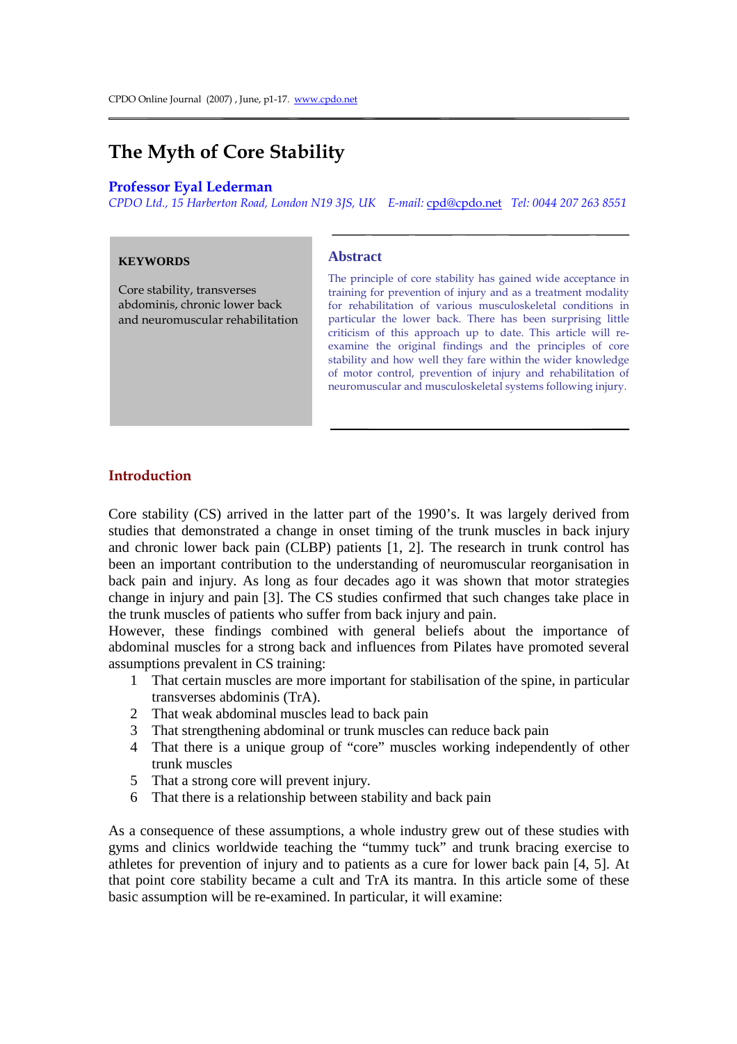# The Myth of Core Stability

**Professor Eyal Lederman**

*CPDO Ltd., 15 Harberton Road, London N19 3JS, UK E-mail:* cpd@cpdo.net *Tel: 0044 207 263 8551*

**KEYWORDS**

Core stability, transverses abdominis, chronic lower back and neuromuscular rehabilitation

## Abstract

The principle of core stability has gained wide acceptance in training for prevention of injury and as a treatment modality for rehabilitation of various musculoskeletal conditions in particular the lower back. There has been surprising little criticism of this approach up to date. This article will re-examine the original findings and the principles of core stability and how well they fare within the wider knowledge of motor control, prevention of injury and rehabilitation of neuromuscular and musculoskeletal systems following injury.

## Introduction

Core stability (CS) arrived in the latter part of the 1990's. It was largely derived from studies that demonstrated a change in onset timing of the trunk muscles in back injury and chronic lower back pain (CLBP) patients [1, 2]. The research in trunk control has been an important contribution to the understanding of neuromuscular reorganisation in back pain and injury. As long as four decades ago it was shown that motor strategies change in injury and pain [3]. The CS studies confirmed that such changes take place in the trunk muscles of patients who suffer from back injury and pain.

However, these findings combined with general beliefs about the importance of abdominal muscles for a strong back and influences from Pilates have promoted several assumptions prevalent in CS training:

1. That certain muscles are more important for stabilisation of the spine, in particular transverses abdominis (TrA).
2. That weak abdominal muscles lead to back pain
3. That strengthening abdominal or trunk muscles can reduce back pain
4. That there is a unique group of "core" muscles working independently of other trunk muscles
5. That a strong core will prevent injury.
6. That there is a relationship between stability and back pain

As a consequence of these assumptions, a whole industry grew out of these studies with gyms and clinics worldwide teaching the "tummy tuck" and trunk bracing exercise to athletes for prevention of injury and to patients as a cure for lower back pain [4, 5]. At that point core stability became a cult and TrA its mantra. In this article some of these basic assumption will be re-examined. In particular, it will examine: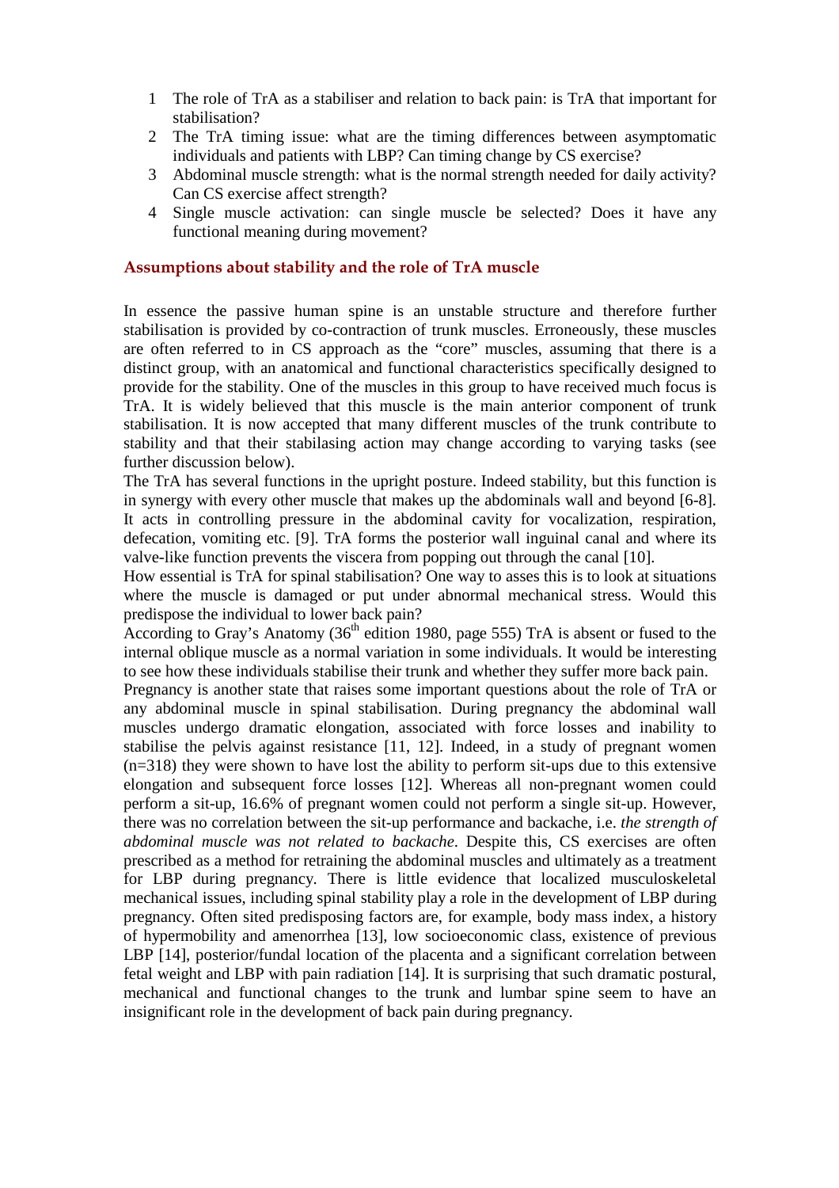1. The role of TrA as a stabiliser and relation to back pain: is TrA that important for stabilisation?
2. The TrA timing issue: what are the timing differences between asymptomatic individuals and patients with LBP? Can timing change by CS exercise?
3. Abdominal muscle strength: what is the normal strength needed for daily activity? Can CS exercise affect strength?
4. Single muscle activation: can single muscle be selected? Does it have any functional meaning during movement?

## Assumptions about stability and the role of TrA muscle

In essence the passive human spine is an unstable structure and therefore further stabilisation is provided by co-contraction of trunk muscles. Erroneously, these muscles are often referred to in CS approach as the "core" muscles, assuming that there is a distinct group, with an anatomical and functional characteristics specifically designed to provide for the stability. One of the muscles in this group to have received much focus is TrA. It is widely believed that this muscle is the main anterior component of trunk stabilisation. It is now accepted that many different muscles of the trunk contribute to stability and that their stabilasing action may change according to varying tasks (see further discussion below).

The TrA has several functions in the upright posture. Indeed stability, but this function is in synergy with every other muscle that makes up the abdominals wall and beyond [6-8]. It acts in controlling pressure in the abdominal cavity for vocalization, respiration, defecation, vomiting etc. [9]. TrA forms the posterior wall inguinal canal and where its valve-like function prevents the viscera from popping out through the canal [10].

How essential is TrA for spinal stabilisation? One way to asses this is to look at situations where the muscle is damaged or put under abnormal mechanical stress. Would this predispose the individual to lower back pain?

According to Gray's Anatomy (36th edition 1980, page 555) TrA is absent or fused to the internal oblique muscle as a normal variation in some individuals. It would be interesting to see how these individuals stabilise their trunk and whether they suffer more back pain.

Pregnancy is another state that raises some important questions about the role of TrA or any abdominal muscle in spinal stabilisation. During pregnancy the abdominal wall muscles undergo dramatic elongation, associated with force losses and inability to stabilise the pelvis against resistance [11, 12]. Indeed, in a study of pregnant women (n=318) they were shown to have lost the ability to perform sit-ups due to this extensive elongation and subsequent force losses [12]. Whereas all non-pregnant women could perform a sit-up, 16.6% of pregnant women could not perform a single sit-up. However, there was no correlation between the sit-up performance and backache, i.e. *the strength of abdominal muscle was not related to backache*. Despite this, CS exercises are often prescribed as a method for retraining the abdominal muscles and ultimately as a treatment for LBP during pregnancy. There is little evidence that localized musculoskeletal mechanical issues, including spinal stability play a role in the development of LBP during pregnancy. Often sited predisposing factors are, for example, body mass index, a history of hypermobility and amenorrhea [13], low socioeconomic class, existence of previous LBP [14], posterior/fundal location of the placenta and a significant correlation between fetal weight and LBP with pain radiation [14]. It is surprising that such dramatic postural, mechanical and functional changes to the trunk and lumbar spine seem to have an insignificant role in the development of back pain during pregnancy.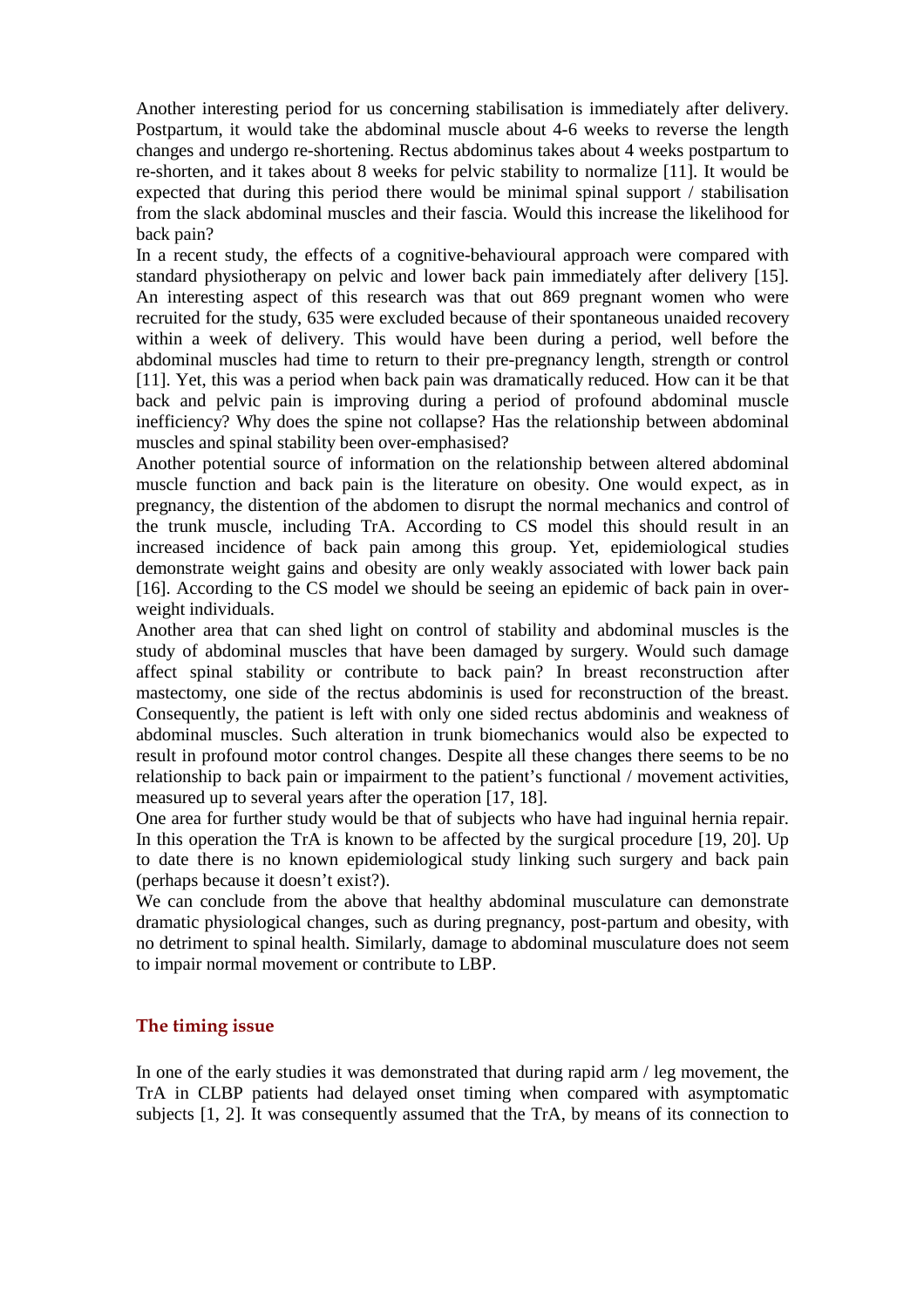Another interesting period for us concerning stabilisation is immediately after delivery. Postpartum, it would take the abdominal muscle about 4-6 weeks to reverse the length changes and undergo re-shortening. Rectus abdominus takes about 4 weeks postpartum to re-shorten, and it takes about 8 weeks for pelvic stability to normalize [11]. It would be expected that during this period there would be minimal spinal support / stabilisation from the slack abdominal muscles and their fascia. Would this increase the likelihood for back pain?

In a recent study, the effects of a cognitive-behavioural approach were compared with standard physiotherapy on pelvic and lower back pain immediately after delivery [15]. An interesting aspect of this research was that out 869 pregnant women who were recruited for the study, 635 were excluded because of their spontaneous unaided recovery within a week of delivery. This would have been during a period, well before the abdominal muscles had time to return to their pre-pregnancy length, strength or control [11]. Yet, this was a period when back pain was dramatically reduced. How can it be that back and pelvic pain is improving during a period of profound abdominal muscle inefficiency? Why does the spine not collapse? Has the relationship between abdominal muscles and spinal stability been over-emphasised?

Another potential source of information on the relationship between altered abdominal muscle function and back pain is the literature on obesity. One would expect, as in pregnancy, the distention of the abdomen to disrupt the normal mechanics and control of the trunk muscle, including TrA. According to CS model this should result in an increased incidence of back pain among this group. Yet, epidemiological studies demonstrate weight gains and obesity are only weakly associated with lower back pain [16]. According to the CS model we should be seeing an epidemic of back pain in over-weight individuals.

Another area that can shed light on control of stability and abdominal muscles is the study of abdominal muscles that have been damaged by surgery. Would such damage affect spinal stability or contribute to back pain? In breast reconstruction after mastectomy, one side of the rectus abdominis is used for reconstruction of the breast. Consequently, the patient is left with only one sided rectus abdominis and weakness of abdominal muscles. Such alteration in trunk biomechanics would also be expected to result in profound motor control changes. Despite all these changes there seems to be no relationship to back pain or impairment to the patient's functional / movement activities, measured up to several years after the operation [17, 18].

One area for further study would be that of subjects who have had inguinal hernia repair. In this operation the TrA is known to be affected by the surgical procedure [19, 20]. Up to date there is no known epidemiological study linking such surgery and back pain (perhaps because it doesn't exist?).

We can conclude from the above that healthy abdominal musculature can demonstrate dramatic physiological changes, such as during pregnancy, post-partum and obesity, with no detriment to spinal health. Similarly, damage to abdominal musculature does not seem to impair normal movement or contribute to LBP.

## The timing issue

In one of the early studies it was demonstrated that during rapid arm / leg movement, the TrA in CLBP patients had delayed onset timing when compared with asymptomatic subjects [1, 2]. It was consequently assumed that the TrA, by means of its connection to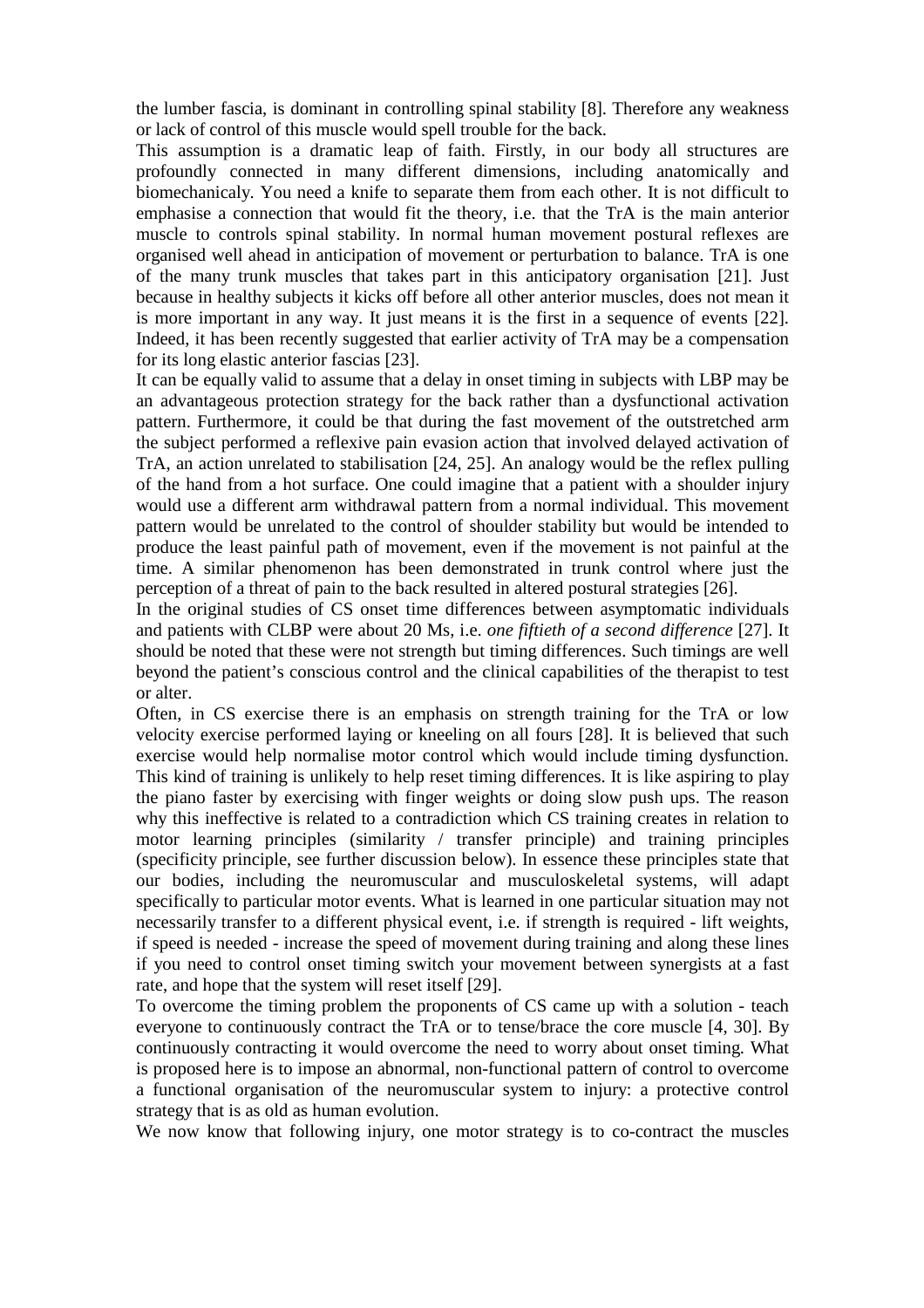the lumber fascia, is dominant in controlling spinal stability [8]. Therefore any weakness or lack of control of this muscle would spell trouble for the back.

This assumption is a dramatic leap of faith. Firstly, in our body all structures are profoundly connected in many different dimensions, including anatomically and biomechanicaly. You need a knife to separate them from each other. It is not difficult to emphasise a connection that would fit the theory, i.e. that the TrA is the main anterior muscle to controls spinal stability. In normal human movement postural reflexes are organised well ahead in anticipation of movement or perturbation to balance. TrA is one of the many trunk muscles that takes part in this anticipatory organisation [21]. Just because in healthy subjects it kicks off before all other anterior muscles, does not mean it is more important in any way. It just means it is the first in a sequence of events [22]. Indeed, it has been recently suggested that earlier activity of TrA may be a compensation for its long elastic anterior fascias [23].

It can be equally valid to assume that a delay in onset timing in subjects with LBP may be an advantageous protection strategy for the back rather than a dysfunctional activation pattern. Furthermore, it could be that during the fast movement of the outstretched arm the subject performed a reflexive pain evasion action that involved delayed activation of TrA, an action unrelated to stabilisation [24, 25]. An analogy would be the reflex pulling of the hand from a hot surface. One could imagine that a patient with a shoulder injury would use a different arm withdrawal pattern from a normal individual. This movement pattern would be unrelated to the control of shoulder stability but would be intended to produce the least painful path of movement, even if the movement is not painful at the time. A similar phenomenon has been demonstrated in trunk control where just the perception of a threat of pain to the back resulted in altered postural strategies [26].

In the original studies of CS onset time differences between asymptomatic individuals and patients with CLBP were about 20 Ms, i.e. *one fiftieth of a second difference* [27]. It should be noted that these were not strength but timing differences. Such timings are well beyond the patient's conscious control and the clinical capabilities of the therapist to test or alter.

Often, in CS exercise there is an emphasis on strength training for the TrA or low velocity exercise performed laying or kneeling on all fours [28]. It is believed that such exercise would help normalise motor control which would include timing dysfunction. This kind of training is unlikely to help reset timing differences. It is like aspiring to play the piano faster by exercising with finger weights or doing slow push ups. The reason why this ineffective is related to a contradiction which CS training creates in relation to motor learning principles (similarity / transfer principle) and training principles (specificity principle, see further discussion below). In essence these principles state that our bodies, including the neuromuscular and musculoskeletal systems, will adapt specifically to particular motor events. What is learned in one particular situation may not necessarily transfer to a different physical event, i.e. if strength is required - lift weights, if speed is needed - increase the speed of movement during training and along these lines if you need to control onset timing switch your movement between synergists at a fast rate, and hope that the system will reset itself [29].

To overcome the timing problem the proponents of CS came up with a solution - teach everyone to continuously contract the TrA or to tense/brace the core muscle [4, 30]. By continuously contracting it would overcome the need to worry about onset timing. What is proposed here is to impose an abnormal, non-functional pattern of control to overcome a functional organisation of the neuromuscular system to injury: a protective control strategy that is as old as human evolution.

We now know that following injury, one motor strategy is to co-contract the muscles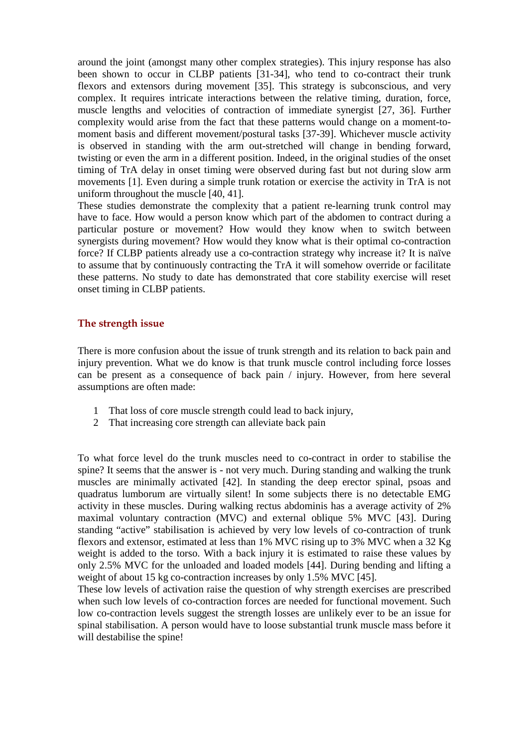around the joint (amongst many other complex strategies). This injury response has also been shown to occur in CLBP patients [31-34], who tend to co-contract their trunk flexors and extensors during movement [35]. This strategy is subconscious, and very complex. It requires intricate interactions between the relative timing, duration, force, muscle lengths and velocities of contraction of immediate synergist [27, 36]. Further complexity would arise from the fact that these patterns would change on a moment-to-moment basis and different movement/postural tasks [37-39]. Whichever muscle activity is observed in standing with the arm out-stretched will change in bending forward, twisting or even the arm in a different position. Indeed, in the original studies of the onset timing of TrA delay in onset timing were observed during fast but not during slow arm movements [1]. Even during a simple trunk rotation or exercise the activity in TrA is not uniform throughout the muscle [40, 41].

These studies demonstrate the complexity that a patient re-learning trunk control may have to face. How would a person know which part of the abdomen to contract during a particular posture or movement? How would they know when to switch between synergists during movement? How would they know what is their optimal co-contraction force? If CLBP patients already use a co-contraction strategy why increase it? It is naïve to assume that by continuously contracting the TrA it will somehow override or facilitate these patterns. No study to date has demonstrated that core stability exercise will reset onset timing in CLBP patients.

## The strength issue

There is more confusion about the issue of trunk strength and its relation to back pain and injury prevention. What we do know is that trunk muscle control including force losses can be present as a consequence of back pain / injury. However, from here several assumptions are often made:

1. That loss of core muscle strength could lead to back injury,
2. That increasing core strength can alleviate back pain

To what force level do the trunk muscles need to co-contract in order to stabilise the spine? It seems that the answer is - not very much. During standing and walking the trunk muscles are minimally activated [42]. In standing the deep erector spinal, psoas and quadratus lumborum are virtually silent! In some subjects there is no detectable EMG activity in these muscles. During walking rectus abdominis has a average activity of 2% maximal voluntary contraction (MVC) and external oblique 5% MVC [43]. During standing "active" stabilisation is achieved by very low levels of co-contraction of trunk flexors and extensor, estimated at less than 1% MVC rising up to 3% MVC when a 32 Kg weight is added to the torso. With a back injury it is estimated to raise these values by only 2.5% MVC for the unloaded and loaded models [44]. During bending and lifting a weight of about 15 kg co-contraction increases by only 1.5% MVC [45].

These low levels of activation raise the question of why strength exercises are prescribed when such low levels of co-contraction forces are needed for functional movement. Such low co-contraction levels suggest the strength losses are unlikely ever to be an issue for spinal stabilisation. A person would have to loose substantial trunk muscle mass before it will destabilise the spine!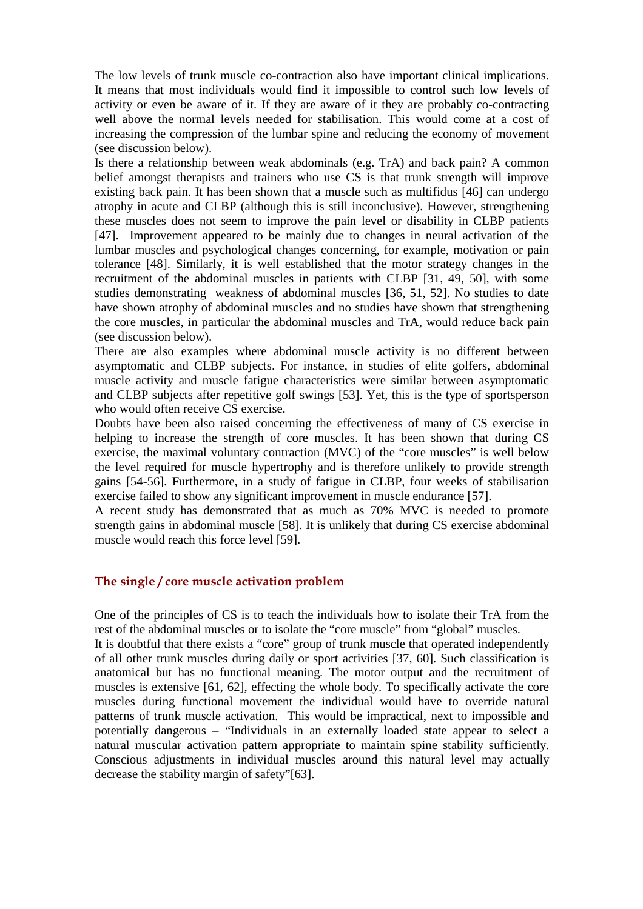The low levels of trunk muscle co-contraction also have important clinical implications. It means that most individuals would find it impossible to control such low levels of activity or even be aware of it. If they are aware of it they are probably co-contracting well above the normal levels needed for stabilisation. This would come at a cost of increasing the compression of the lumbar spine and reducing the economy of movement (see discussion below).

Is there a relationship between weak abdominals (e.g. TrA) and back pain? A common belief amongst therapists and trainers who use CS is that trunk strength will improve existing back pain. It has been shown that a muscle such as multifidus [46] can undergo atrophy in acute and CLBP (although this is still inconclusive). However, strengthening these muscles does not seem to improve the pain level or disability in CLBP patients [47]. Improvement appeared to be mainly due to changes in neural activation of the lumbar muscles and psychological changes concerning, for example, motivation or pain tolerance [48]. Similarly, it is well established that the motor strategy changes in the recruitment of the abdominal muscles in patients with CLBP [31, 49, 50], with some studies demonstrating weakness of abdominal muscles [36, 51, 52]. No studies to date have shown atrophy of abdominal muscles and no studies have shown that strengthening the core muscles, in particular the abdominal muscles and TrA, would reduce back pain (see discussion below).

There are also examples where abdominal muscle activity is no different between asymptomatic and CLBP subjects. For instance, in studies of elite golfers, abdominal muscle activity and muscle fatigue characteristics were similar between asymptomatic and CLBP subjects after repetitive golf swings [53]. Yet, this is the type of sportsperson who would often receive CS exercise.

Doubts have been also raised concerning the effectiveness of many of CS exercise in helping to increase the strength of core muscles. It has been shown that during CS exercise, the maximal voluntary contraction (MVC) of the "core muscles" is well below the level required for muscle hypertrophy and is therefore unlikely to provide strength gains [54-56]. Furthermore, in a study of fatigue in CLBP, four weeks of stabilisation exercise failed to show any significant improvement in muscle endurance [57].

A recent study has demonstrated that as much as 70% MVC is needed to promote strength gains in abdominal muscle [58]. It is unlikely that during CS exercise abdominal muscle would reach this force level [59].

## The single / core muscle activation problem

One of the principles of CS is to teach the individuals how to isolate their TrA from the rest of the abdominal muscles or to isolate the "core muscle" from "global" muscles.

It is doubtful that there exists a "core" group of trunk muscle that operated independently of all other trunk muscles during daily or sport activities [37, 60]. Such classification is anatomical but has no functional meaning. The motor output and the recruitment of muscles is extensive [61, 62], effecting the whole body. To specifically activate the core muscles during functional movement the individual would have to override natural patterns of trunk muscle activation. This would be impractical, next to impossible and potentially dangerous – "Individuals in an externally loaded state appear to select a natural muscular activation pattern appropriate to maintain spine stability sufficiently. Conscious adjustments in individual muscles around this natural level may actually decrease the stability margin of safety"[63].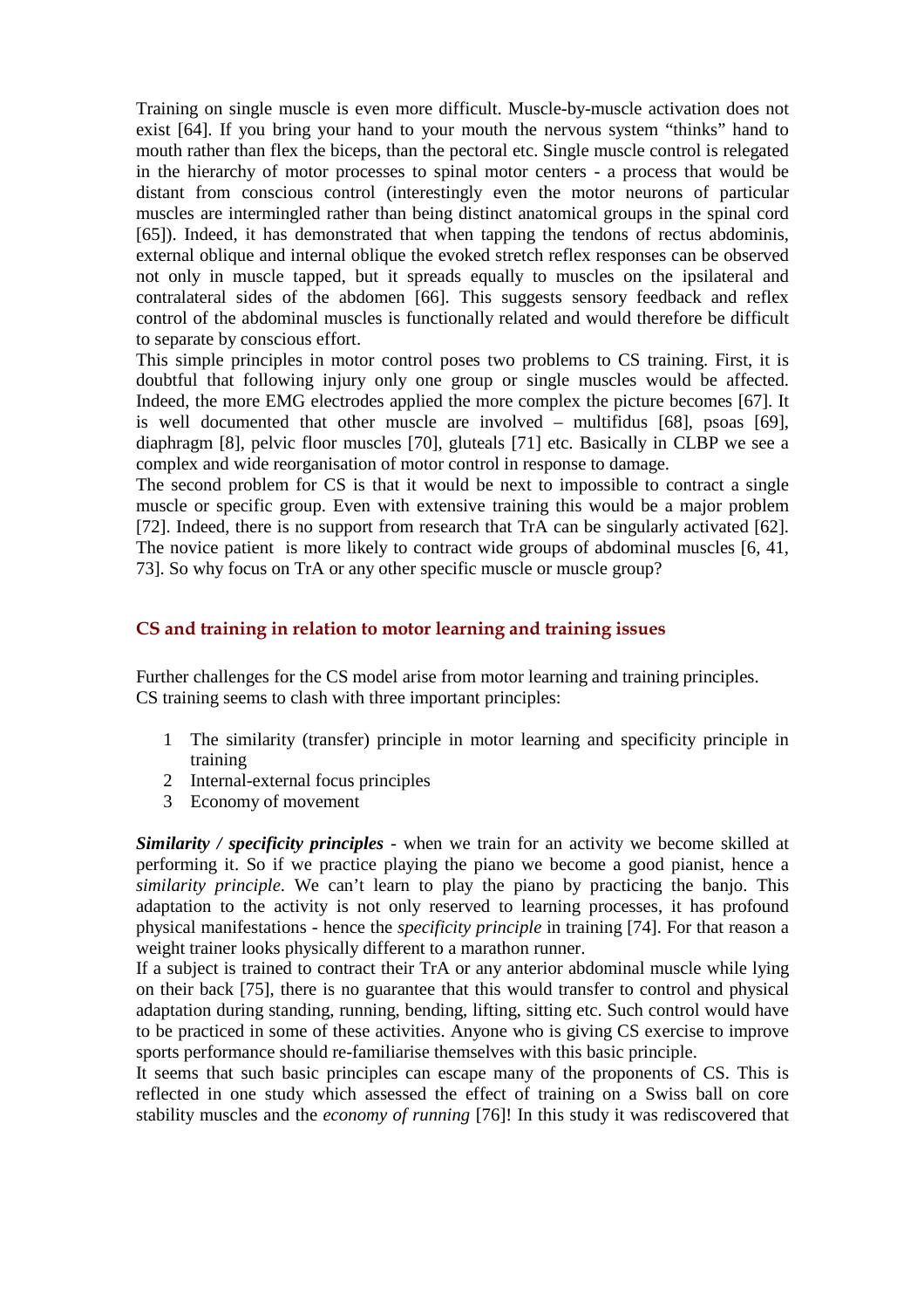Training on single muscle is even more difficult. Muscle-by-muscle activation does not exist [64]. If you bring your hand to your mouth the nervous system "thinks" hand to mouth rather than flex the biceps, than the pectoral etc. Single muscle control is relegated in the hierarchy of motor processes to spinal motor centers - a process that would be distant from conscious control (interestingly even the motor neurons of particular muscles are intermingled rather than being distinct anatomical groups in the spinal cord [65]). Indeed, it has demonstrated that when tapping the tendons of rectus abdominis, external oblique and internal oblique the evoked stretch reflex responses can be observed not only in muscle tapped, but it spreads equally to muscles on the ipsilateral and contralateral sides of the abdomen [66]. This suggests sensory feedback and reflex control of the abdominal muscles is functionally related and would therefore be difficult to separate by conscious effort.

This simple principles in motor control poses two problems to CS training. First, it is doubtful that following injury only one group or single muscles would be affected. Indeed, the more EMG electrodes applied the more complex the picture becomes [67]. It is well documented that other muscle are involved – multifidus [68], psoas [69], diaphragm [8], pelvic floor muscles [70], gluteals [71] etc. Basically in CLBP we see a complex and wide reorganisation of motor control in response to damage.

The second problem for CS is that it would be next to impossible to contract a single muscle or specific group. Even with extensive training this would be a major problem [72]. Indeed, there is no support from research that TrA can be singularly activated [62]. The novice patient is more likely to contract wide groups of abdominal muscles [6, 41, 73]. So why focus on TrA or any other specific muscle or muscle group?

## CS and training in relation to motor learning and training issues

Further challenges for the CS model arise from motor learning and training principles. CS training seems to clash with three important principles:

1. The similarity (transfer) principle in motor learning and specificity principle in training
2. Internal-external focus principles
3. Economy of movement

***Similarity / specificity principles*** - when we train for an activity we become skilled at performing it. So if we practice playing the piano we become a good pianist, hence a *similarity principle*. We can't learn to play the piano by practicing the banjo. This adaptation to the activity is not only reserved to learning processes, it has profound physical manifestations - hence the *specificity principle* in training [74]. For that reason a weight trainer looks physically different to a marathon runner.

If a subject is trained to contract their TrA or any anterior abdominal muscle while lying on their back [75], there is no guarantee that this would transfer to control and physical adaptation during standing, running, bending, lifting, sitting etc. Such control would have to be practiced in some of these activities. Anyone who is giving CS exercise to improve sports performance should re-familiarise themselves with this basic principle.

It seems that such basic principles can escape many of the proponents of CS. This is reflected in one study which assessed the effect of training on a Swiss ball on core stability muscles and the *economy of running* [76]! In this study it was rediscovered that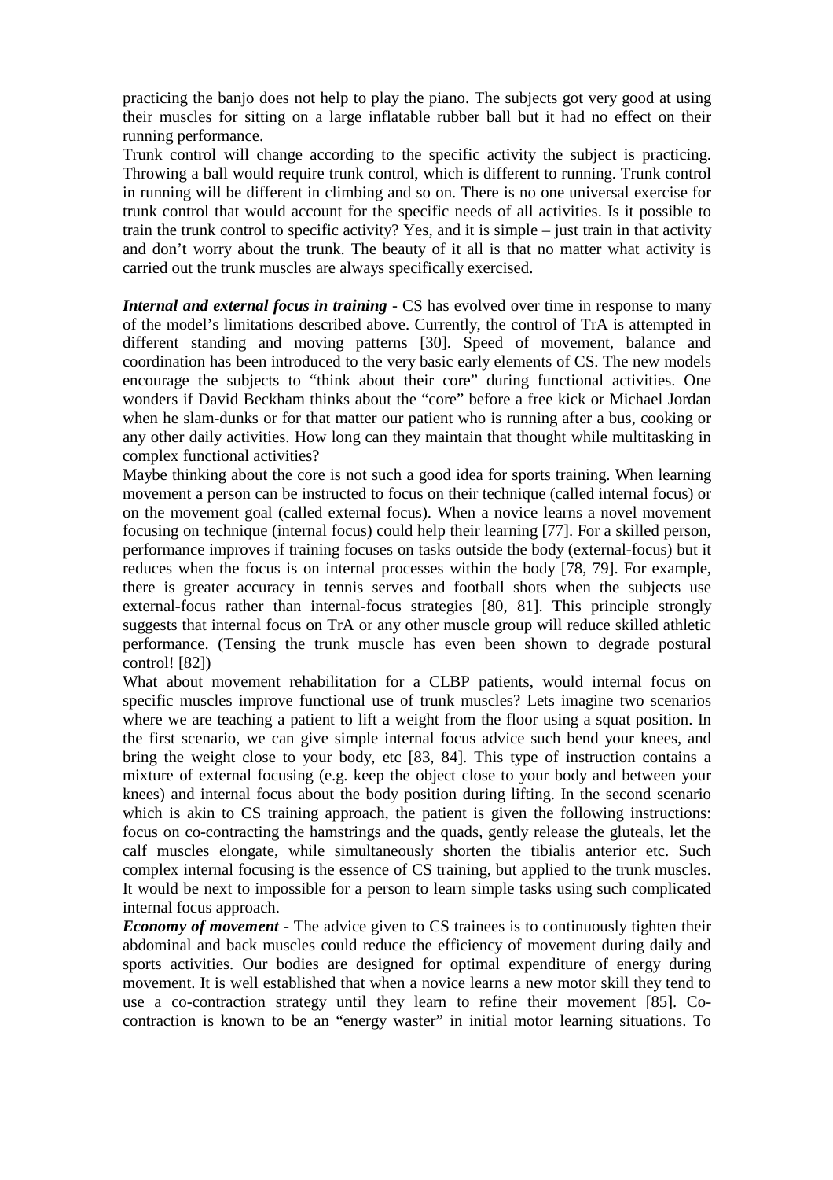practicing the banjo does not help to play the piano. The subjects got very good at using their muscles for sitting on a large inflatable rubber ball but it had no effect on their running performance.

Trunk control will change according to the specific activity the subject is practicing. Throwing a ball would require trunk control, which is different to running. Trunk control in running will be different in climbing and so on. There is no one universal exercise for trunk control that would account for the specific needs of all activities. Is it possible to train the trunk control to specific activity? Yes, and it is simple – just train in that activity and don't worry about the trunk. The beauty of it all is that no matter what activity is carried out the trunk muscles are always specifically exercised.

***Internal and external focus in training*** - CS has evolved over time in response to many of the model's limitations described above. Currently, the control of TrA is attempted in different standing and moving patterns [30]. Speed of movement, balance and coordination has been introduced to the very basic early elements of CS. The new models encourage the subjects to "think about their core" during functional activities. One wonders if David Beckham thinks about the "core" before a free kick or Michael Jordan when he slam-dunks or for that matter our patient who is running after a bus, cooking or any other daily activities. How long can they maintain that thought while multitasking in complex functional activities?

Maybe thinking about the core is not such a good idea for sports training. When learning movement a person can be instructed to focus on their technique (called internal focus) or on the movement goal (called external focus). When a novice learns a novel movement focusing on technique (internal focus) could help their learning [77]. For a skilled person, performance improves if training focuses on tasks outside the body (external-focus) but it reduces when the focus is on internal processes within the body [78, 79]. For example, there is greater accuracy in tennis serves and football shots when the subjects use external-focus rather than internal-focus strategies [80, 81]. This principle strongly suggests that internal focus on TrA or any other muscle group will reduce skilled athletic performance. (Tensing the trunk muscle has even been shown to degrade postural control! [82])

What about movement rehabilitation for a CLBP patients, would internal focus on specific muscles improve functional use of trunk muscles? Lets imagine two scenarios where we are teaching a patient to lift a weight from the floor using a squat position. In the first scenario, we can give simple internal focus advice such bend your knees, and bring the weight close to your body, etc [83, 84]. This type of instruction contains a mixture of external focusing (e.g. keep the object close to your body and between your knees) and internal focus about the body position during lifting. In the second scenario which is akin to CS training approach, the patient is given the following instructions: focus on co-contracting the hamstrings and the quads, gently release the gluteals, let the calf muscles elongate, while simultaneously shorten the tibialis anterior etc. Such complex internal focusing is the essence of CS training, but applied to the trunk muscles. It would be next to impossible for a person to learn simple tasks using such complicated internal focus approach.

***Economy of movement*** - The advice given to CS trainees is to continuously tighten their abdominal and back muscles could reduce the efficiency of movement during daily and sports activities. Our bodies are designed for optimal expenditure of energy during movement. It is well established that when a novice learns a new motor skill they tend to use a co-contraction strategy until they learn to refine their movement [85]. Co-contraction is known to be an "energy waster" in initial motor learning situations. To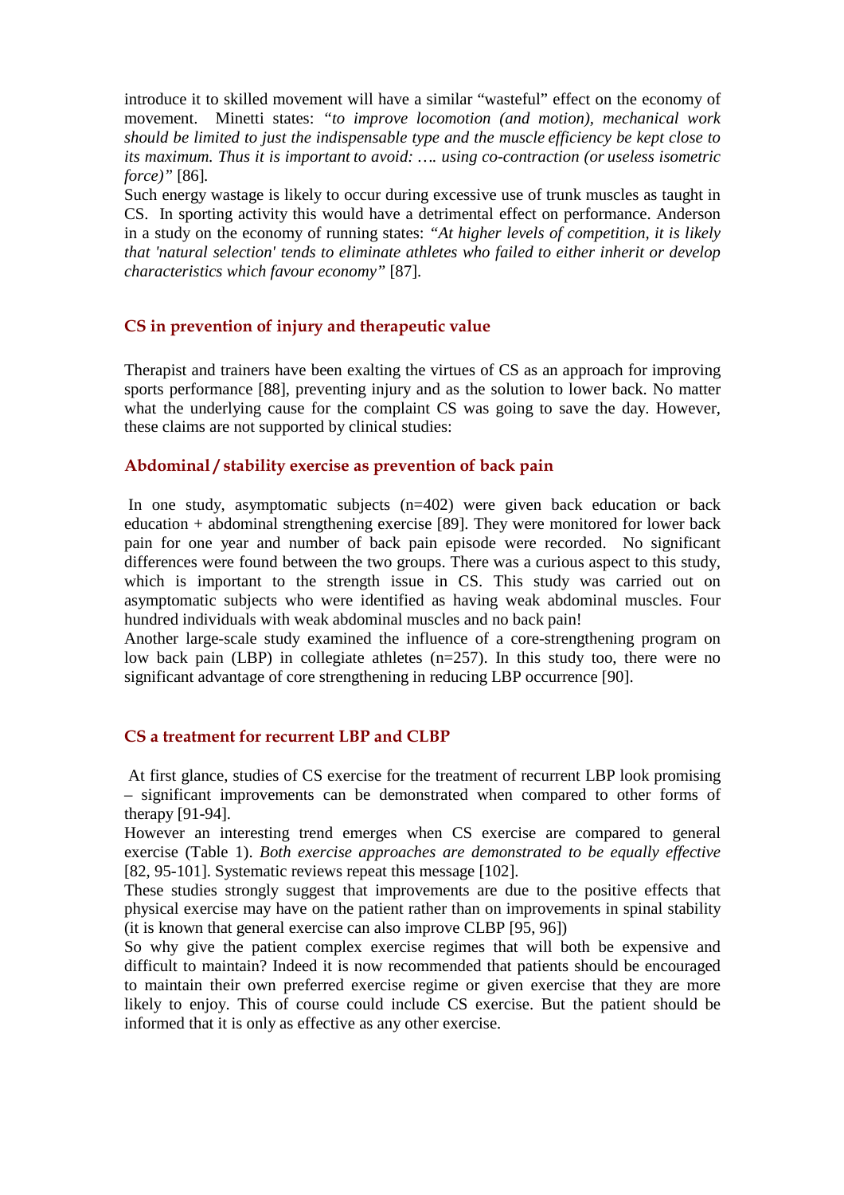introduce it to skilled movement will have a similar "wasteful" effect on the economy of movement. Minetti states: *"to improve locomotion (and motion), mechanical work should be limited to just the indispensable type and the muscle efficiency be kept close to its maximum. Thus it is important to avoid: …. using co-contraction (or useless isometric force)"* [86].

Such energy wastage is likely to occur during excessive use of trunk muscles as taught in CS. In sporting activity this would have a detrimental effect on performance. Anderson in a study on the economy of running states: *"At higher levels of competition, it is likely that 'natural selection' tends to eliminate athletes who failed to either inherit or develop characteristics which favour economy"* [87].

## CS in prevention of injury and therapeutic value

Therapist and trainers have been exalting the virtues of CS as an approach for improving sports performance [88], preventing injury and as the solution to lower back. No matter what the underlying cause for the complaint CS was going to save the day. However, these claims are not supported by clinical studies:

### Abdominal / stability exercise as prevention of back pain

In one study, asymptomatic subjects (n=402) were given back education or back education + abdominal strengthening exercise [89]. They were monitored for lower back pain for one year and number of back pain episode were recorded. No significant differences were found between the two groups. There was a curious aspect to this study, which is important to the strength issue in CS. This study was carried out on asymptomatic subjects who were identified as having weak abdominal muscles. Four hundred individuals with weak abdominal muscles and no back pain!

Another large-scale study examined the influence of a core-strengthening program on low back pain (LBP) in collegiate athletes (n=257). In this study too, there were no significant advantage of core strengthening in reducing LBP occurrence [90].

### CS a treatment for recurrent LBP and CLBP

At first glance, studies of CS exercise for the treatment of recurrent LBP look promising – significant improvements can be demonstrated when compared to other forms of therapy [91-94].

However an interesting trend emerges when CS exercise are compared to general exercise (Table 1). *Both exercise approaches are demonstrated to be equally effective* [82, 95-101]. Systematic reviews repeat this message [102].

These studies strongly suggest that improvements are due to the positive effects that physical exercise may have on the patient rather than on improvements in spinal stability (it is known that general exercise can also improve CLBP [95, 96])

So why give the patient complex exercise regimes that will both be expensive and difficult to maintain? Indeed it is now recommended that patients should be encouraged to maintain their own preferred exercise regime or given exercise that they are more likely to enjoy. This of course could include CS exercise. But the patient should be informed that it is only as effective as any other exercise.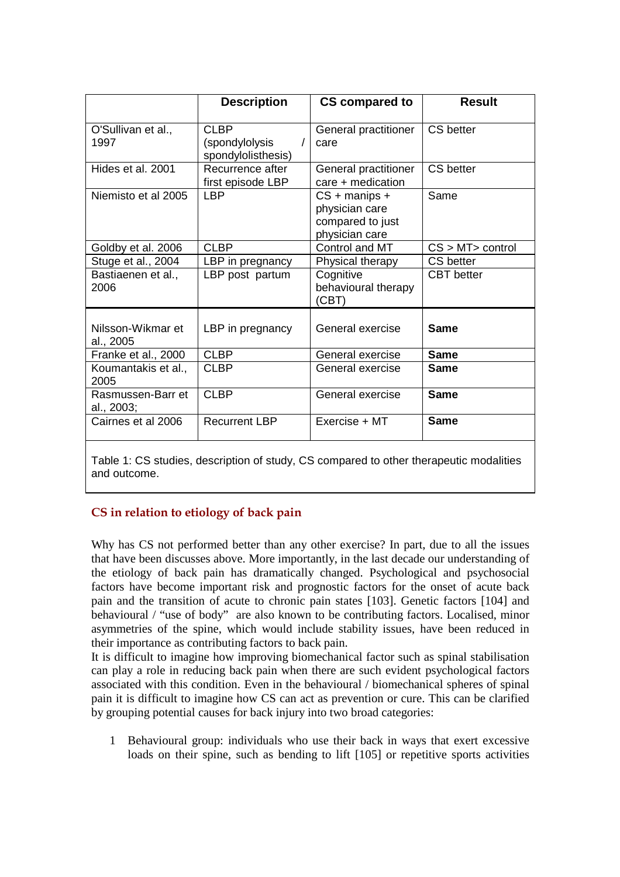| | Description | CS compared to | Result |
|---|---|---|---|
| O'Sullivan et al., 1997 | CLBP (spondylolysis / spondylolisthesis) | General practitioner care | CS better |
| Hides et al. 2001 | Recurrence after first episode LBP | General practitioner care + medication | CS better |
| Niemisto et al 2005 | LBP | CS + manips + physician care compared to just physician care | Same |
| Goldby et al. 2006 | CLBP | Control and MT | CS > MT> control |
| Stuge et al., 2004 | LBP in pregnancy | Physical therapy | CS better |
| Bastiaenen et al., 2006 | LBP post partum | Cognitive behavioural therapy (CBT) | CBT better |
| Nilsson-Wikmar et al., 2005 | LBP in pregnancy | General exercise | **Same** |
| Franke et al., 2000 | CLBP | General exercise | **Same** |
| Koumantakis et al., 2005 | CLBP | General exercise | **Same** |
| Rasmussen-Barr et al., 2003; | CLBP | General exercise | **Same** |
| Cairnes et al 2006 | Recurrent LBP | Exercise + MT | **Same** |

Table 1: CS studies, description of study, CS compared to other therapeutic modalities and outcome.

### CS in relation to etiology of back pain

Why has CS not performed better than any other exercise? In part, due to all the issues that have been discusses above. More importantly, in the last decade our understanding of the etiology of back pain has dramatically changed. Psychological and psychosocial factors have become important risk and prognostic factors for the onset of acute back pain and the transition of acute to chronic pain states [103]. Genetic factors [104] and behavioural / "use of body" are also known to be contributing factors. Localised, minor asymmetries of the spine, which would include stability issues, have been reduced in their importance as contributing factors to back pain.

It is difficult to imagine how improving biomechanical factor such as spinal stabilisation can play a role in reducing back pain when there are such evident psychological factors associated with this condition. Even in the behavioural / biomechanical spheres of spinal pain it is difficult to imagine how CS can act as prevention or cure. This can be clarified by grouping potential causes for back injury into two broad categories:

1. Behavioural group: individuals who use their back in ways that exert excessive loads on their spine, such as bending to lift [105] or repetitive sports activities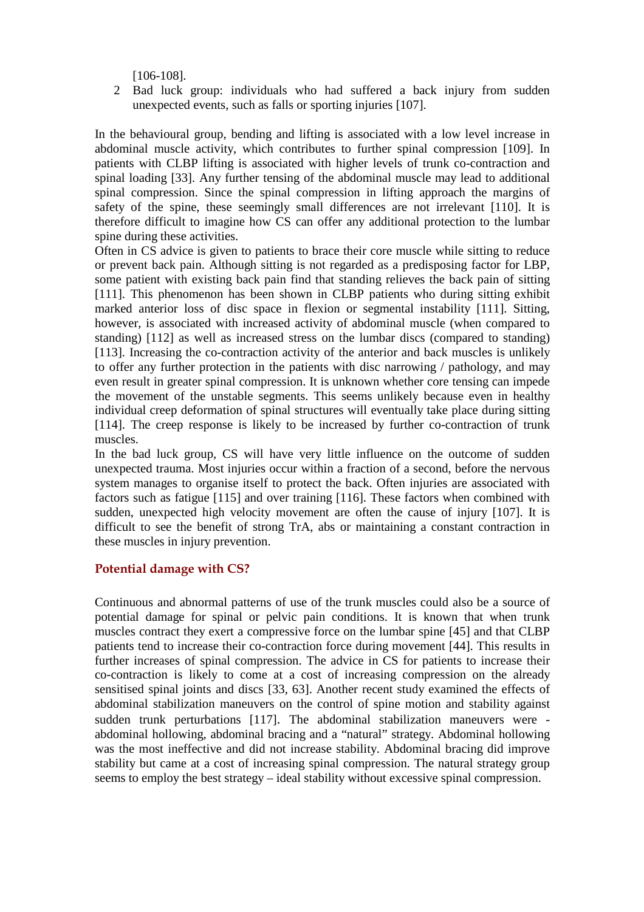[106-108].

2. Bad luck group: individuals who had suffered a back injury from sudden unexpected events, such as falls or sporting injuries [107].

In the behavioural group, bending and lifting is associated with a low level increase in abdominal muscle activity, which contributes to further spinal compression [109]. In patients with CLBP lifting is associated with higher levels of trunk co-contraction and spinal loading [33]. Any further tensing of the abdominal muscle may lead to additional spinal compression. Since the spinal compression in lifting approach the margins of safety of the spine, these seemingly small differences are not irrelevant [110]. It is therefore difficult to imagine how CS can offer any additional protection to the lumbar spine during these activities.

Often in CS advice is given to patients to brace their core muscle while sitting to reduce or prevent back pain. Although sitting is not regarded as a predisposing factor for LBP, some patient with existing back pain find that standing relieves the back pain of sitting [111]. This phenomenon has been shown in CLBP patients who during sitting exhibit marked anterior loss of disc space in flexion or segmental instability [111]. Sitting, however, is associated with increased activity of abdominal muscle (when compared to standing) [112] as well as increased stress on the lumbar discs (compared to standing) [113]. Increasing the co-contraction activity of the anterior and back muscles is unlikely to offer any further protection in the patients with disc narrowing / pathology, and may even result in greater spinal compression. It is unknown whether core tensing can impede the movement of the unstable segments. This seems unlikely because even in healthy individual creep deformation of spinal structures will eventually take place during sitting [114]. The creep response is likely to be increased by further co-contraction of trunk muscles.

In the bad luck group, CS will have very little influence on the outcome of sudden unexpected trauma. Most injuries occur within a fraction of a second, before the nervous system manages to organise itself to protect the back. Often injuries are associated with factors such as fatigue [115] and over training [116]. These factors when combined with sudden, unexpected high velocity movement are often the cause of injury [107]. It is difficult to see the benefit of strong TrA, abs or maintaining a constant contraction in these muscles in injury prevention.

## Potential damage with CS?

Continuous and abnormal patterns of use of the trunk muscles could also be a source of potential damage for spinal or pelvic pain conditions. It is known that when trunk muscles contract they exert a compressive force on the lumbar spine [45] and that CLBP patients tend to increase their co-contraction force during movement [44]. This results in further increases of spinal compression. The advice in CS for patients to increase their co-contraction is likely to come at a cost of increasing compression on the already sensitised spinal joints and discs [33, 63]. Another recent study examined the effects of abdominal stabilization maneuvers on the control of spine motion and stability against sudden trunk perturbations [117]. The abdominal stabilization maneuvers were - abdominal hollowing, abdominal bracing and a "natural" strategy. Abdominal hollowing was the most ineffective and did not increase stability. Abdominal bracing did improve stability but came at a cost of increasing spinal compression. The natural strategy group seems to employ the best strategy – ideal stability without excessive spinal compression.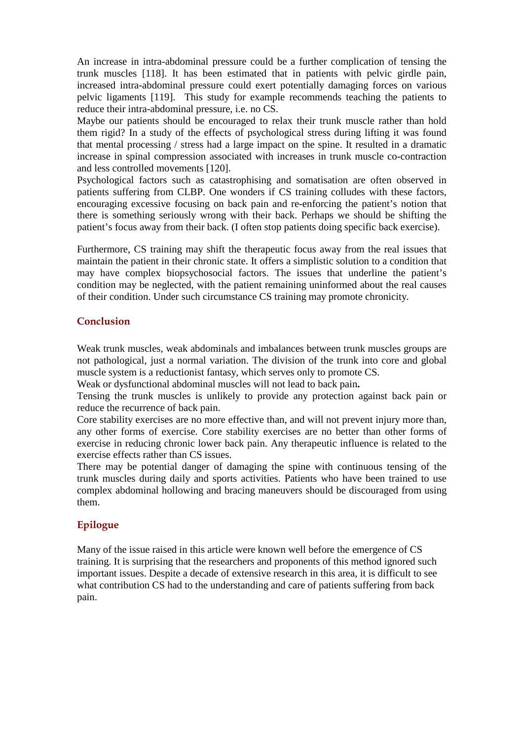An increase in intra-abdominal pressure could be a further complication of tensing the trunk muscles [118]. It has been estimated that in patients with pelvic girdle pain, increased intra-abdominal pressure could exert potentially damaging forces on various pelvic ligaments [119]. This study for example recommends teaching the patients to reduce their intra-abdominal pressure, i.e. no CS.

Maybe our patients should be encouraged to relax their trunk muscle rather than hold them rigid? In a study of the effects of psychological stress during lifting it was found that mental processing / stress had a large impact on the spine. It resulted in a dramatic increase in spinal compression associated with increases in trunk muscle co-contraction and less controlled movements [120].

Psychological factors such as catastrophising and somatisation are often observed in patients suffering from CLBP. One wonders if CS training colludes with these factors, encouraging excessive focusing on back pain and re-enforcing the patient's notion that there is something seriously wrong with their back. Perhaps we should be shifting the patient's focus away from their back. (I often stop patients doing specific back exercise).

Furthermore, CS training may shift the therapeutic focus away from the real issues that maintain the patient in their chronic state. It offers a simplistic solution to a condition that may have complex biopsychosocial factors. The issues that underline the patient's condition may be neglected, with the patient remaining uninformed about the real causes of their condition. Under such circumstance CS training may promote chronicity.

## Conclusion

Weak trunk muscles, weak abdominals and imbalances between trunk muscles groups are not pathological, just a normal variation. The division of the trunk into core and global muscle system is a reductionist fantasy, which serves only to promote CS.

Weak or dysfunctional abdominal muscles will not lead to back pain**.**

Tensing the trunk muscles is unlikely to provide any protection against back pain or reduce the recurrence of back pain.

Core stability exercises are no more effective than, and will not prevent injury more than, any other forms of exercise. Core stability exercises are no better than other forms of exercise in reducing chronic lower back pain. Any therapeutic influence is related to the exercise effects rather than CS issues.

There may be potential danger of damaging the spine with continuous tensing of the trunk muscles during daily and sports activities. Patients who have been trained to use complex abdominal hollowing and bracing maneuvers should be discouraged from using them.

## Epilogue

Many of the issue raised in this article were known well before the emergence of CS training. It is surprising that the researchers and proponents of this method ignored such important issues. Despite a decade of extensive research in this area, it is difficult to see what contribution CS had to the understanding and care of patients suffering from back pain.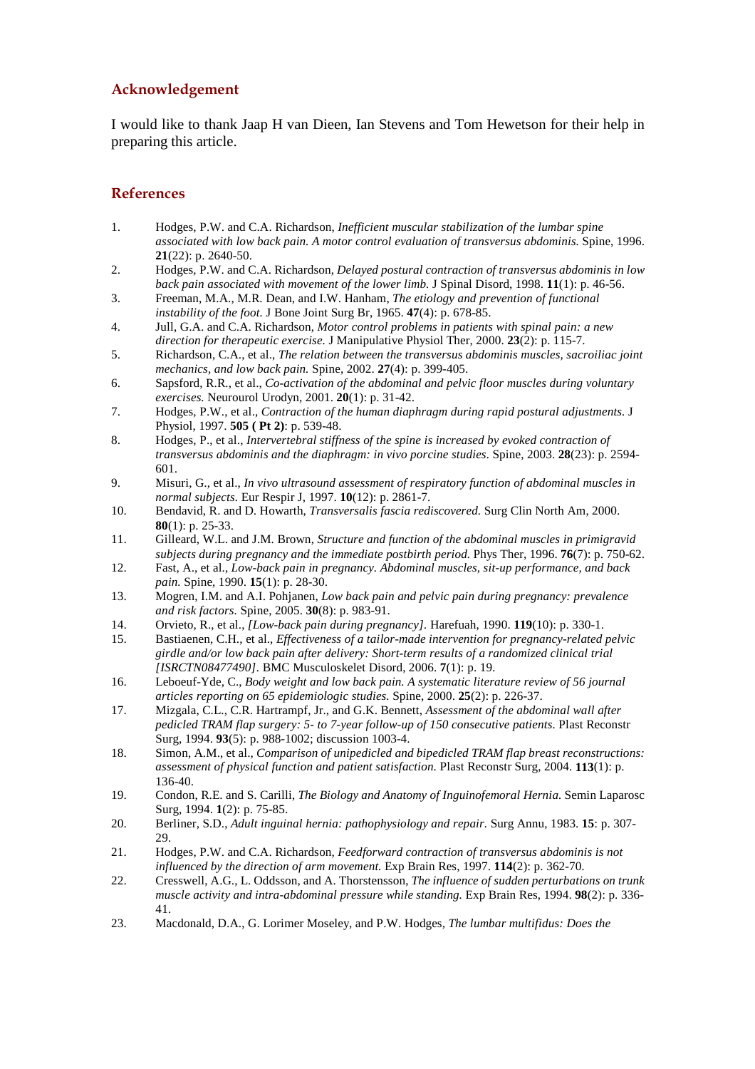## Acknowledgement

I would like to thank Jaap H van Dieen, Ian Stevens and Tom Hewetson for their help in preparing this article.

## References

1. Hodges, P.W. and C.A. Richardson, *Inefficient muscular stabilization of the lumbar spine associated with low back pain. A motor control evaluation of transversus abdominis.* Spine, 1996. **21**(22): p. 2640-50.
2. Hodges, P.W. and C.A. Richardson, *Delayed postural contraction of transversus abdominis in low back pain associated with movement of the lower limb.* J Spinal Disord, 1998. **11**(1): p. 46-56.
3. Freeman, M.A., M.R. Dean, and I.W. Hanham, *The etiology and prevention of functional instability of the foot.* J Bone Joint Surg Br, 1965. **47**(4): p. 678-85.
4. Jull, G.A. and C.A. Richardson, *Motor control problems in patients with spinal pain: a new direction for therapeutic exercise.* J Manipulative Physiol Ther, 2000. **23**(2): p. 115-7.
5. Richardson, C.A., et al., *The relation between the transversus abdominis muscles, sacroiliac joint mechanics, and low back pain.* Spine, 2002. **27**(4): p. 399-405.
6. Sapsford, R.R., et al., *Co-activation of the abdominal and pelvic floor muscles during voluntary exercises.* Neurourol Urodyn, 2001. **20**(1): p. 31-42.
7. Hodges, P.W., et al., *Contraction of the human diaphragm during rapid postural adjustments.* J Physiol, 1997. **505 ( Pt 2)**: p. 539-48.
8. Hodges, P., et al., *Intervertebral stiffness of the spine is increased by evoked contraction of transversus abdominis and the diaphragm: in vivo porcine studies.* Spine, 2003. **28**(23): p. 2594-601.
9. Misuri, G., et al., *In vivo ultrasound assessment of respiratory function of abdominal muscles in normal subjects.* Eur Respir J, 1997. **10**(12): p. 2861-7.
10. Bendavid, R. and D. Howarth, *Transversalis fascia rediscovered.* Surg Clin North Am, 2000. **80**(1): p. 25-33.
11. Gilleard, W.L. and J.M. Brown, *Structure and function of the abdominal muscles in primigravid subjects during pregnancy and the immediate postbirth period.* Phys Ther, 1996. **76**(7): p. 750-62.
12. Fast, A., et al., *Low-back pain in pregnancy. Abdominal muscles, sit-up performance, and back pain.* Spine, 1990. **15**(1): p. 28-30.
13. Mogren, I.M. and A.I. Pohjanen, *Low back pain and pelvic pain during pregnancy: prevalence and risk factors.* Spine, 2005. **30**(8): p. 983-91.
14. Orvieto, R., et al., *[Low-back pain during pregnancy].* Harefuah, 1990. **119**(10): p. 330-1.
15. Bastiaenen, C.H., et al., *Effectiveness of a tailor-made intervention for pregnancy-related pelvic girdle and/or low back pain after delivery: Short-term results of a randomized clinical trial [ISRCTN08477490].* BMC Musculoskelet Disord, 2006. **7**(1): p. 19.
16. Leboeuf-Yde, C., *Body weight and low back pain. A systematic literature review of 56 journal articles reporting on 65 epidemiologic studies.* Spine, 2000. **25**(2): p. 226-37.
17. Mizgala, C.L., C.R. Hartrampf, Jr., and G.K. Bennett, *Assessment of the abdominal wall after pedicled TRAM flap surgery: 5- to 7-year follow-up of 150 consecutive patients.* Plast Reconstr Surg, 1994. **93**(5): p. 988-1002; discussion 1003-4.
18. Simon, A.M., et al., *Comparison of unipedicled and bipedicled TRAM flap breast reconstructions: assessment of physical function and patient satisfaction.* Plast Reconstr Surg, 2004. **113**(1): p. 136-40.
19. Condon, R.E. and S. Carilli, *The Biology and Anatomy of Inguinofemoral Hernia.* Semin Laparosc Surg, 1994. **1**(2): p. 75-85.
20. Berliner, S.D., *Adult inguinal hernia: pathophysiology and repair.* Surg Annu, 1983. **15**: p. 307-29.
21. Hodges, P.W. and C.A. Richardson, *Feedforward contraction of transversus abdominis is not influenced by the direction of arm movement.* Exp Brain Res, 1997. **114**(2): p. 362-70.
22. Cresswell, A.G., L. Oddsson, and A. Thorstensson, *The influence of sudden perturbations on trunk muscle activity and intra-abdominal pressure while standing.* Exp Brain Res, 1994. **98**(2): p. 336-41.
23. Macdonald, D.A., G. Lorimer Moseley, and P.W. Hodges, *The lumbar multifidus: Does the*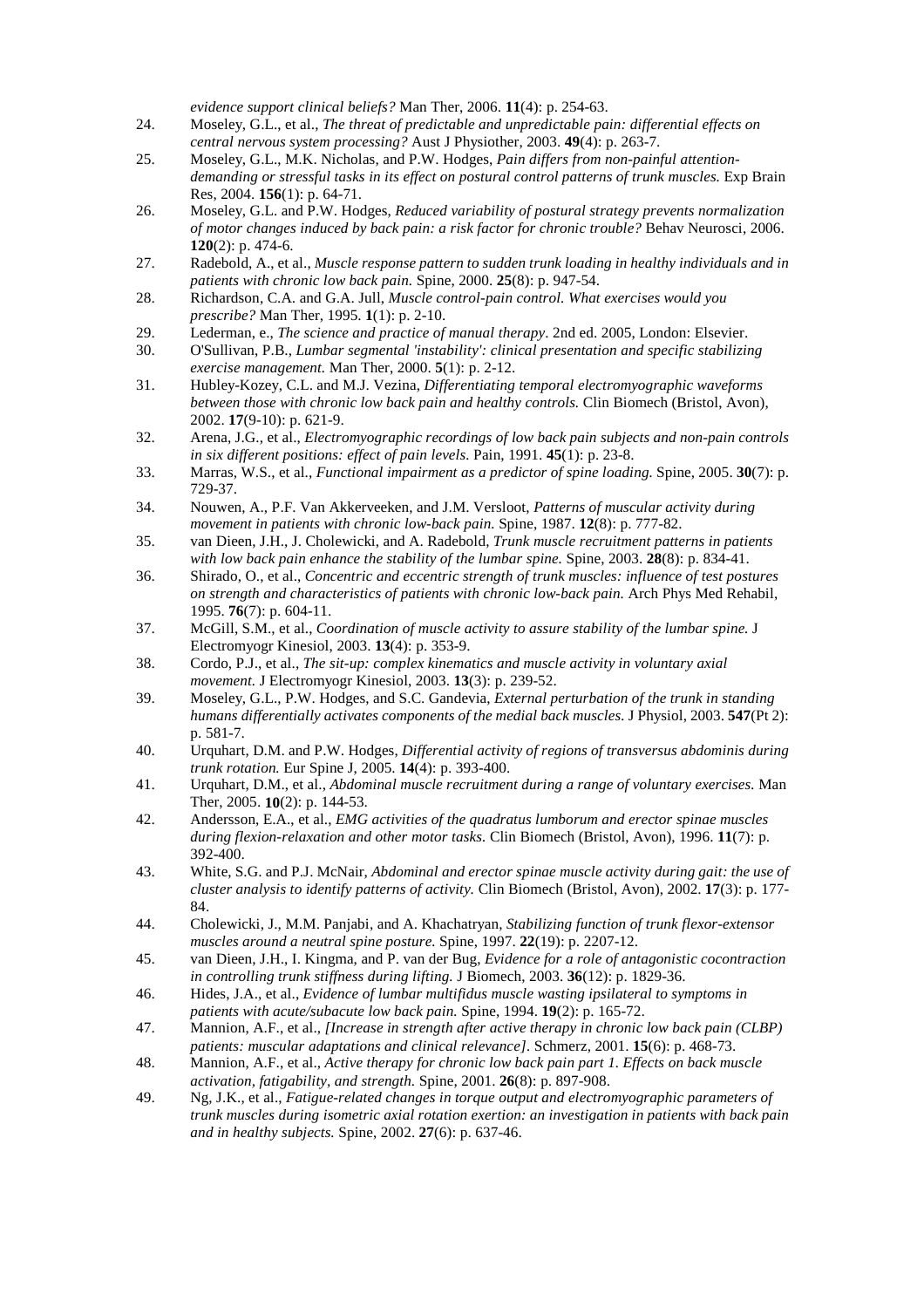*evidence support clinical beliefs?* Man Ther, 2006. **11**(4): p. 254-63.

24. Moseley, G.L., et al., *The threat of predictable and unpredictable pain: differential effects on central nervous system processing?* Aust J Physiother, 2003. **49**(4): p. 263-7.
25. Moseley, G.L., M.K. Nicholas, and P.W. Hodges, *Pain differs from non-painful attention-demanding or stressful tasks in its effect on postural control patterns of trunk muscles.* Exp Brain Res, 2004. **156**(1): p. 64-71.
26. Moseley, G.L. and P.W. Hodges, *Reduced variability of postural strategy prevents normalization of motor changes induced by back pain: a risk factor for chronic trouble?* Behav Neurosci, 2006. **120**(2): p. 474-6.
27. Radebold, A., et al., *Muscle response pattern to sudden trunk loading in healthy individuals and in patients with chronic low back pain.* Spine, 2000. **25**(8): p. 947-54.
28. Richardson, C.A. and G.A. Jull, *Muscle control-pain control. What exercises would you prescribe?* Man Ther, 1995. **1**(1): p. 2-10.
29. Lederman, e., *The science and practice of manual therapy*. 2nd ed. 2005, London: Elsevier.
30. O'Sullivan, P.B., *Lumbar segmental 'instability': clinical presentation and specific stabilizing exercise management.* Man Ther, 2000. **5**(1): p. 2-12.
31. Hubley-Kozey, C.L. and M.J. Vezina, *Differentiating temporal electromyographic waveforms between those with chronic low back pain and healthy controls.* Clin Biomech (Bristol, Avon), 2002. **17**(9-10): p. 621-9.
32. Arena, J.G., et al., *Electromyographic recordings of low back pain subjects and non-pain controls in six different positions: effect of pain levels.* Pain, 1991. **45**(1): p. 23-8.
33. Marras, W.S., et al., *Functional impairment as a predictor of spine loading.* Spine, 2005. **30**(7): p. 729-37.
34. Nouwen, A., P.F. Van Akkerveeken, and J.M. Versloot, *Patterns of muscular activity during movement in patients with chronic low-back pain.* Spine, 1987. **12**(8): p. 777-82.
35. van Dieen, J.H., J. Cholewicki, and A. Radebold, *Trunk muscle recruitment patterns in patients with low back pain enhance the stability of the lumbar spine.* Spine, 2003. **28**(8): p. 834-41.
36. Shirado, O., et al., *Concentric and eccentric strength of trunk muscles: influence of test postures on strength and characteristics of patients with chronic low-back pain.* Arch Phys Med Rehabil, 1995. **76**(7): p. 604-11.
37. McGill, S.M., et al., *Coordination of muscle activity to assure stability of the lumbar spine.* J Electromyogr Kinesiol, 2003. **13**(4): p. 353-9.
38. Cordo, P.J., et al., *The sit-up: complex kinematics and muscle activity in voluntary axial movement.* J Electromyogr Kinesiol, 2003. **13**(3): p. 239-52.
39. Moseley, G.L., P.W. Hodges, and S.C. Gandevia, *External perturbation of the trunk in standing humans differentially activates components of the medial back muscles.* J Physiol, 2003. **547**(Pt 2): p. 581-7.
40. Urquhart, D.M. and P.W. Hodges, *Differential activity of regions of transversus abdominis during trunk rotation.* Eur Spine J, 2005. **14**(4): p. 393-400.
41. Urquhart, D.M., et al., *Abdominal muscle recruitment during a range of voluntary exercises.* Man Ther, 2005. **10**(2): p. 144-53.
42. Andersson, E.A., et al., *EMG activities of the quadratus lumborum and erector spinae muscles during flexion-relaxation and other motor tasks.* Clin Biomech (Bristol, Avon), 1996. **11**(7): p. 392-400.
43. White, S.G. and P.J. McNair, *Abdominal and erector spinae muscle activity during gait: the use of cluster analysis to identify patterns of activity.* Clin Biomech (Bristol, Avon), 2002. **17**(3): p. 177-84.
44. Cholewicki, J., M.M. Panjabi, and A. Khachatryan, *Stabilizing function of trunk flexor-extensor muscles around a neutral spine posture.* Spine, 1997. **22**(19): p. 2207-12.
45. van Dieen, J.H., I. Kingma, and P. van der Bug, *Evidence for a role of antagonistic cocontraction in controlling trunk stiffness during lifting.* J Biomech, 2003. **36**(12): p. 1829-36.
46. Hides, J.A., et al., *Evidence of lumbar multifidus muscle wasting ipsilateral to symptoms in patients with acute/subacute low back pain.* Spine, 1994. **19**(2): p. 165-72.
47. Mannion, A.F., et al., *[Increase in strength after active therapy in chronic low back pain (CLBP) patients: muscular adaptations and clinical relevance].* Schmerz, 2001. **15**(6): p. 468-73.
48. Mannion, A.F., et al., *Active therapy for chronic low back pain part 1. Effects on back muscle activation, fatigability, and strength.* Spine, 2001. **26**(8): p. 897-908.
49. Ng, J.K., et al., *Fatigue-related changes in torque output and electromyographic parameters of trunk muscles during isometric axial rotation exertion: an investigation in patients with back pain and in healthy subjects.* Spine, 2002. **27**(6): p. 637-46.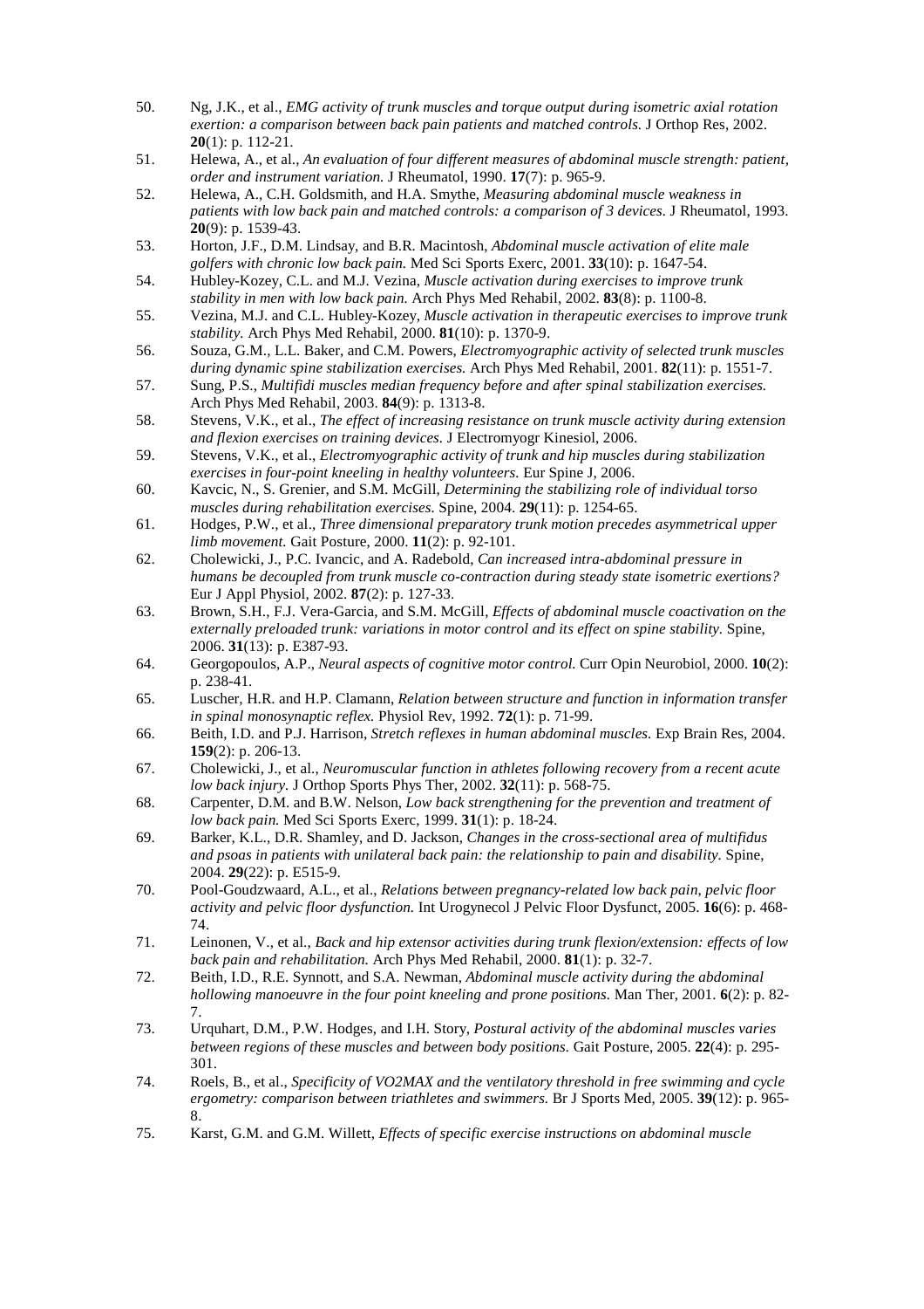50. Ng, J.K., et al., *EMG activity of trunk muscles and torque output during isometric axial rotation exertion: a comparison between back pain patients and matched controls.* J Orthop Res, 2002. **20**(1): p. 112-21.
51. Helewa, A., et al., *An evaluation of four different measures of abdominal muscle strength: patient, order and instrument variation.* J Rheumatol, 1990. **17**(7): p. 965-9.
52. Helewa, A., C.H. Goldsmith, and H.A. Smythe, *Measuring abdominal muscle weakness in patients with low back pain and matched controls: a comparison of 3 devices.* J Rheumatol, 1993. **20**(9): p. 1539-43.
53. Horton, J.F., D.M. Lindsay, and B.R. Macintosh, *Abdominal muscle activation of elite male golfers with chronic low back pain.* Med Sci Sports Exerc, 2001. **33**(10): p. 1647-54.
54. Hubley-Kozey, C.L. and M.J. Vezina, *Muscle activation during exercises to improve trunk stability in men with low back pain.* Arch Phys Med Rehabil, 2002. **83**(8): p. 1100-8.
55. Vezina, M.J. and C.L. Hubley-Kozey, *Muscle activation in therapeutic exercises to improve trunk stability.* Arch Phys Med Rehabil, 2000. **81**(10): p. 1370-9.
56. Souza, G.M., L.L. Baker, and C.M. Powers, *Electromyographic activity of selected trunk muscles during dynamic spine stabilization exercises.* Arch Phys Med Rehabil, 2001. **82**(11): p. 1551-7.
57. Sung, P.S., *Multifidi muscles median frequency before and after spinal stabilization exercises.* Arch Phys Med Rehabil, 2003. **84**(9): p. 1313-8.
58. Stevens, V.K., et al., *The effect of increasing resistance on trunk muscle activity during extension and flexion exercises on training devices.* J Electromyogr Kinesiol, 2006.
59. Stevens, V.K., et al., *Electromyographic activity of trunk and hip muscles during stabilization exercises in four-point kneeling in healthy volunteers.* Eur Spine J, 2006.
60. Kavcic, N., S. Grenier, and S.M. McGill, *Determining the stabilizing role of individual torso muscles during rehabilitation exercises.* Spine, 2004. **29**(11): p. 1254-65.
61. Hodges, P.W., et al., *Three dimensional preparatory trunk motion precedes asymmetrical upper limb movement.* Gait Posture, 2000. **11**(2): p. 92-101.
62. Cholewicki, J., P.C. Ivancic, and A. Radebold, *Can increased intra-abdominal pressure in humans be decoupled from trunk muscle co-contraction during steady state isometric exertions?* Eur J Appl Physiol, 2002. **87**(2): p. 127-33.
63. Brown, S.H., F.J. Vera-Garcia, and S.M. McGill, *Effects of abdominal muscle coactivation on the externally preloaded trunk: variations in motor control and its effect on spine stability.* Spine, 2006. **31**(13): p. E387-93.
64. Georgopoulos, A.P., *Neural aspects of cognitive motor control.* Curr Opin Neurobiol, 2000. **10**(2): p. 238-41.
65. Luscher, H.R. and H.P. Clamann, *Relation between structure and function in information transfer in spinal monosynaptic reflex.* Physiol Rev, 1992. **72**(1): p. 71-99.
66. Beith, I.D. and P.J. Harrison, *Stretch reflexes in human abdominal muscles.* Exp Brain Res, 2004. **159**(2): p. 206-13.
67. Cholewicki, J., et al., *Neuromuscular function in athletes following recovery from a recent acute low back injury.* J Orthop Sports Phys Ther, 2002. **32**(11): p. 568-75.
68. Carpenter, D.M. and B.W. Nelson, *Low back strengthening for the prevention and treatment of low back pain.* Med Sci Sports Exerc, 1999. **31**(1): p. 18-24.
69. Barker, K.L., D.R. Shamley, and D. Jackson, *Changes in the cross-sectional area of multifidus and psoas in patients with unilateral back pain: the relationship to pain and disability.* Spine, 2004. **29**(22): p. E515-9.
70. Pool-Goudzwaard, A.L., et al., *Relations between pregnancy-related low back pain, pelvic floor activity and pelvic floor dysfunction.* Int Urogynecol J Pelvic Floor Dysfunct, 2005. **16**(6): p. 468-74.
71. Leinonen, V., et al., *Back and hip extensor activities during trunk flexion/extension: effects of low back pain and rehabilitation.* Arch Phys Med Rehabil, 2000. **81**(1): p. 32-7.
72. Beith, I.D., R.E. Synnott, and S.A. Newman, *Abdominal muscle activity during the abdominal hollowing manoeuvre in the four point kneeling and prone positions.* Man Ther, 2001. **6**(2): p. 82-7.
73. Urquhart, D.M., P.W. Hodges, and I.H. Story, *Postural activity of the abdominal muscles varies between regions of these muscles and between body positions.* Gait Posture, 2005. **22**(4): p. 295-301.
74. Roels, B., et al., *Specificity of VO2MAX and the ventilatory threshold in free swimming and cycle ergometry: comparison between triathletes and swimmers.* Br J Sports Med, 2005. **39**(12): p. 965-8.
75. Karst, G.M. and G.M. Willett, *Effects of specific exercise instructions on abdominal muscle*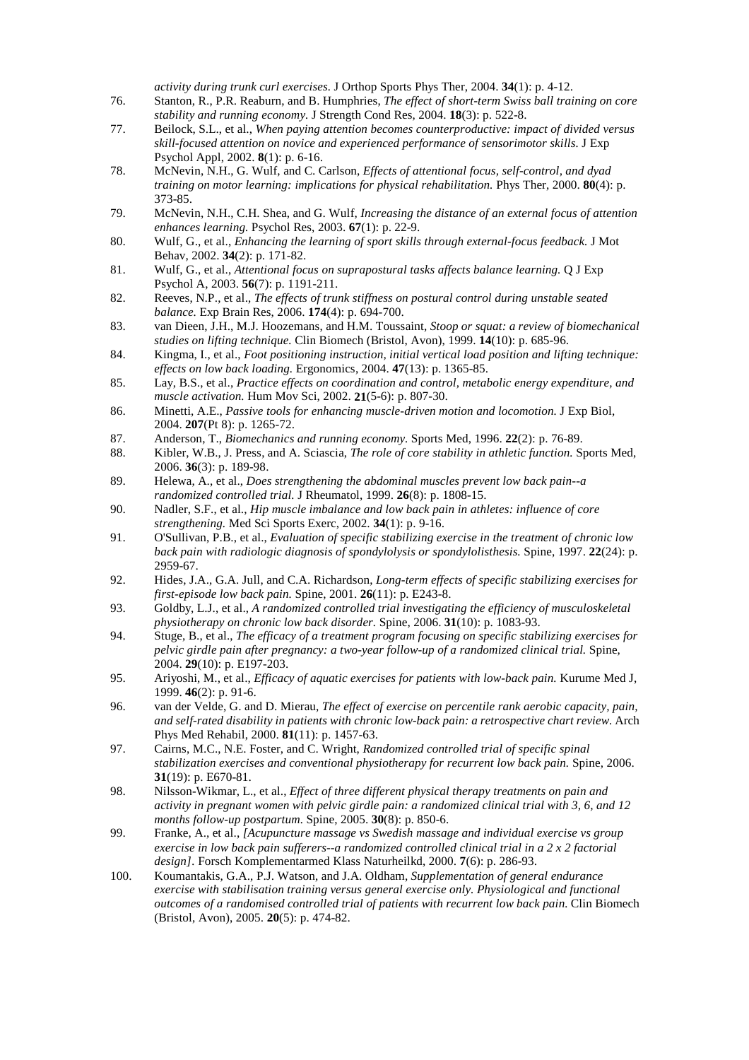*activity during trunk curl exercises.* J Orthop Sports Phys Ther, 2004. **34**(1): p. 4-12.

76. Stanton, R., P.R. Reaburn, and B. Humphries, *The effect of short-term Swiss ball training on core stability and running economy.* J Strength Cond Res, 2004. **18**(3): p. 522-8.
77. Beilock, S.L., et al., *When paying attention becomes counterproductive: impact of divided versus skill-focused attention on novice and experienced performance of sensorimotor skills.* J Exp Psychol Appl, 2002. **8**(1): p. 6-16.
78. McNevin, N.H., G. Wulf, and C. Carlson, *Effects of attentional focus, self-control, and dyad training on motor learning: implications for physical rehabilitation.* Phys Ther, 2000. **80**(4): p. 373-85.
79. McNevin, N.H., C.H. Shea, and G. Wulf, *Increasing the distance of an external focus of attention enhances learning.* Psychol Res, 2003. **67**(1): p. 22-9.
80. Wulf, G., et al., *Enhancing the learning of sport skills through external-focus feedback.* J Mot Behav, 2002. **34**(2): p. 171-82.
81. Wulf, G., et al., *Attentional focus on suprapostural tasks affects balance learning.* Q J Exp Psychol A, 2003. **56**(7): p. 1191-211.
82. Reeves, N.P., et al., *The effects of trunk stiffness on postural control during unstable seated balance.* Exp Brain Res, 2006. **174**(4): p. 694-700.
83. van Dieen, J.H., M.J. Hoozemans, and H.M. Toussaint, *Stoop or squat: a review of biomechanical studies on lifting technique.* Clin Biomech (Bristol, Avon), 1999. **14**(10): p. 685-96.
84. Kingma, I., et al., *Foot positioning instruction, initial vertical load position and lifting technique: effects on low back loading.* Ergonomics, 2004. **47**(13): p. 1365-85.
85. Lay, B.S., et al., *Practice effects on coordination and control, metabolic energy expenditure, and muscle activation.* Hum Mov Sci, 2002. **21**(5-6): p. 807-30.
86. Minetti, A.E., *Passive tools for enhancing muscle-driven motion and locomotion.* J Exp Biol, 2004. **207**(Pt 8): p. 1265-72.
87. Anderson, T., *Biomechanics and running economy.* Sports Med, 1996. **22**(2): p. 76-89.
88. Kibler, W.B., J. Press, and A. Sciascia, *The role of core stability in athletic function.* Sports Med, 2006. **36**(3): p. 189-98.
89. Helewa, A., et al., *Does strengthening the abdominal muscles prevent low back pain--a randomized controlled trial.* J Rheumatol, 1999. **26**(8): p. 1808-15.
90. Nadler, S.F., et al., *Hip muscle imbalance and low back pain in athletes: influence of core strengthening.* Med Sci Sports Exerc, 2002. **34**(1): p. 9-16.
91. O'Sullivan, P.B., et al., *Evaluation of specific stabilizing exercise in the treatment of chronic low back pain with radiologic diagnosis of spondylolysis or spondylolisthesis.* Spine, 1997. **22**(24): p. 2959-67.
92. Hides, J.A., G.A. Jull, and C.A. Richardson, *Long-term effects of specific stabilizing exercises for first-episode low back pain.* Spine, 2001. **26**(11): p. E243-8.
93. Goldby, L.J., et al., *A randomized controlled trial investigating the efficiency of musculoskeletal physiotherapy on chronic low back disorder.* Spine, 2006. **31**(10): p. 1083-93.
94. Stuge, B., et al., *The efficacy of a treatment program focusing on specific stabilizing exercises for pelvic girdle pain after pregnancy: a two-year follow-up of a randomized clinical trial.* Spine, 2004. **29**(10): p. E197-203.
95. Ariyoshi, M., et al., *Efficacy of aquatic exercises for patients with low-back pain.* Kurume Med J, 1999. **46**(2): p. 91-6.
96. van der Velde, G. and D. Mierau, *The effect of exercise on percentile rank aerobic capacity, pain, and self-rated disability in patients with chronic low-back pain: a retrospective chart review.* Arch Phys Med Rehabil, 2000. **81**(11): p. 1457-63.
97. Cairns, M.C., N.E. Foster, and C. Wright, *Randomized controlled trial of specific spinal stabilization exercises and conventional physiotherapy for recurrent low back pain.* Spine, 2006. **31**(19): p. E670-81.
98. Nilsson-Wikmar, L., et al., *Effect of three different physical therapy treatments on pain and activity in pregnant women with pelvic girdle pain: a randomized clinical trial with 3, 6, and 12 months follow-up postpartum.* Spine, 2005. **30**(8): p. 850-6.
99. Franke, A., et al., *[Acupuncture massage vs Swedish massage and individual exercise vs group exercise in low back pain sufferers--a randomized controlled clinical trial in a 2 x 2 factorial design].* Forsch Komplementarmed Klass Naturheilkd, 2000. **7**(6): p. 286-93.
100. Koumantakis, G.A., P.J. Watson, and J.A. Oldham, *Supplementation of general endurance exercise with stabilisation training versus general exercise only. Physiological and functional outcomes of a randomised controlled trial of patients with recurrent low back pain.* Clin Biomech (Bristol, Avon), 2005. **20**(5): p. 474-82.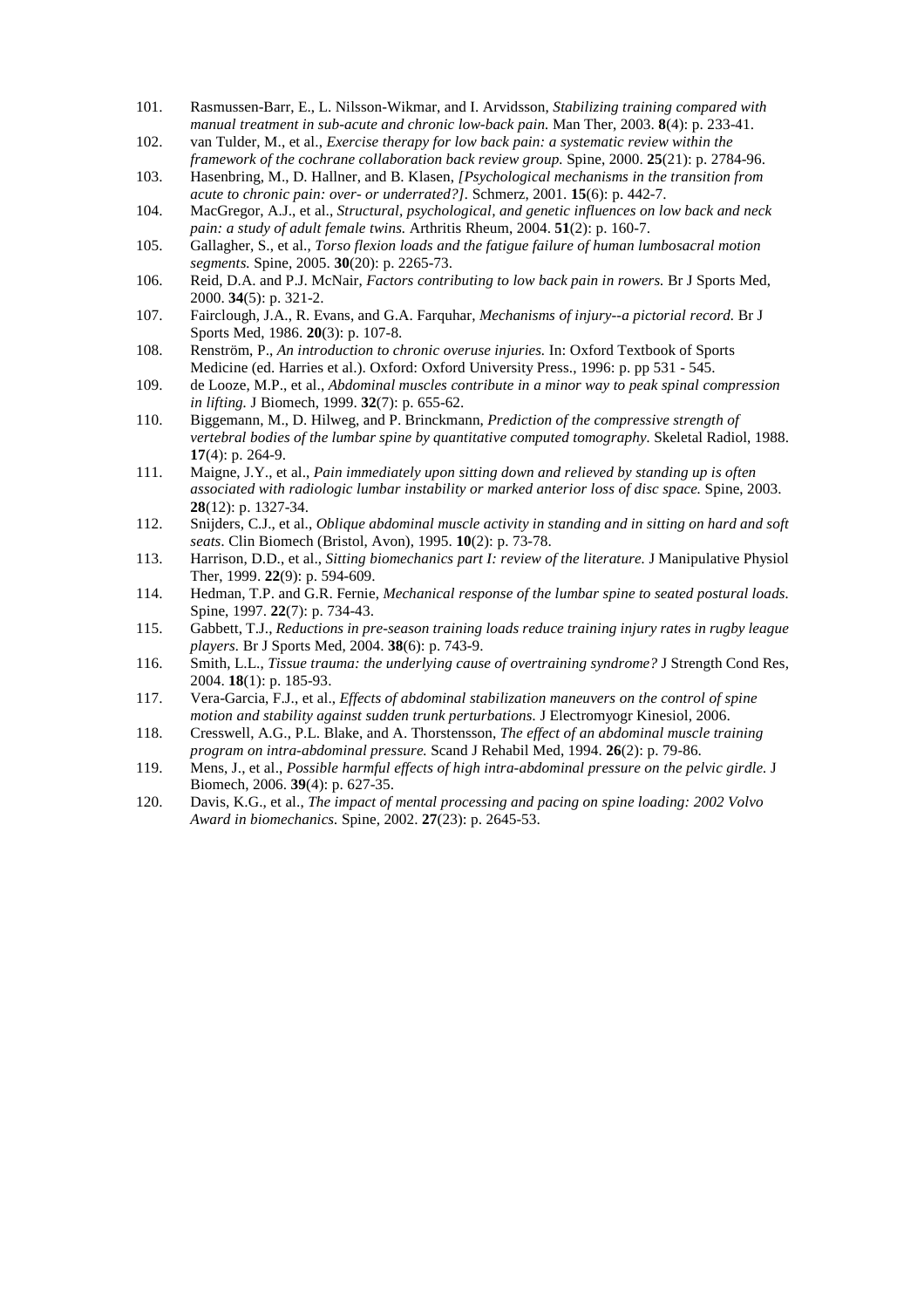101. Rasmussen-Barr, E., L. Nilsson-Wikmar, and I. Arvidsson, *Stabilizing training compared with manual treatment in sub-acute and chronic low-back pain.* Man Ther, 2003. **8**(4): p. 233-41.
102. van Tulder, M., et al., *Exercise therapy for low back pain: a systematic review within the framework of the cochrane collaboration back review group.* Spine, 2000. **25**(21): p. 2784-96.
103. Hasenbring, M., D. Hallner, and B. Klasen, *[Psychological mechanisms in the transition from acute to chronic pain: over- or underrated?].* Schmerz, 2001. **15**(6): p. 442-7.
104. MacGregor, A.J., et al., *Structural, psychological, and genetic influences on low back and neck pain: a study of adult female twins.* Arthritis Rheum, 2004. **51**(2): p. 160-7.
105. Gallagher, S., et al., *Torso flexion loads and the fatigue failure of human lumbosacral motion segments.* Spine, 2005. **30**(20): p. 2265-73.
106. Reid, D.A. and P.J. McNair, *Factors contributing to low back pain in rowers.* Br J Sports Med, 2000. **34**(5): p. 321-2.
107. Fairclough, J.A., R. Evans, and G.A. Farquhar, *Mechanisms of injury--a pictorial record.* Br J Sports Med, 1986. **20**(3): p. 107-8.
108. Renström, P., *An introduction to chronic overuse injuries.* In: Oxford Textbook of Sports Medicine (ed. Harries et al.). Oxford: Oxford University Press., 1996: p. pp 531 - 545.
109. de Looze, M.P., et al., *Abdominal muscles contribute in a minor way to peak spinal compression in lifting.* J Biomech, 1999. **32**(7): p. 655-62.
110. Biggemann, M., D. Hilweg, and P. Brinckmann, *Prediction of the compressive strength of vertebral bodies of the lumbar spine by quantitative computed tomography.* Skeletal Radiol, 1988. **17**(4): p. 264-9.
111. Maigne, J.Y., et al., *Pain immediately upon sitting down and relieved by standing up is often associated with radiologic lumbar instability or marked anterior loss of disc space.* Spine, 2003. **28**(12): p. 1327-34.
112. Snijders, C.J., et al., *Oblique abdominal muscle activity in standing and in sitting on hard and soft seats.* Clin Biomech (Bristol, Avon), 1995. **10**(2): p. 73-78.
113. Harrison, D.D., et al., *Sitting biomechanics part I: review of the literature.* J Manipulative Physiol Ther, 1999. **22**(9): p. 594-609.
114. Hedman, T.P. and G.R. Fernie, *Mechanical response of the lumbar spine to seated postural loads.* Spine, 1997. **22**(7): p. 734-43.
115. Gabbett, T.J., *Reductions in pre-season training loads reduce training injury rates in rugby league players.* Br J Sports Med, 2004. **38**(6): p. 743-9.
116. Smith, L.L., *Tissue trauma: the underlying cause of overtraining syndrome?* J Strength Cond Res, 2004. **18**(1): p. 185-93.
117. Vera-Garcia, F.J., et al., *Effects of abdominal stabilization maneuvers on the control of spine motion and stability against sudden trunk perturbations.* J Electromyogr Kinesiol, 2006.
118. Cresswell, A.G., P.L. Blake, and A. Thorstensson, *The effect of an abdominal muscle training program on intra-abdominal pressure.* Scand J Rehabil Med, 1994. **26**(2): p. 79-86.
119. Mens, J., et al., *Possible harmful effects of high intra-abdominal pressure on the pelvic girdle.* J Biomech, 2006. **39**(4): p. 627-35.
120. Davis, K.G., et al., *The impact of mental processing and pacing on spine loading: 2002 Volvo Award in biomechanics.* Spine, 2002. **27**(23): p. 2645-53.